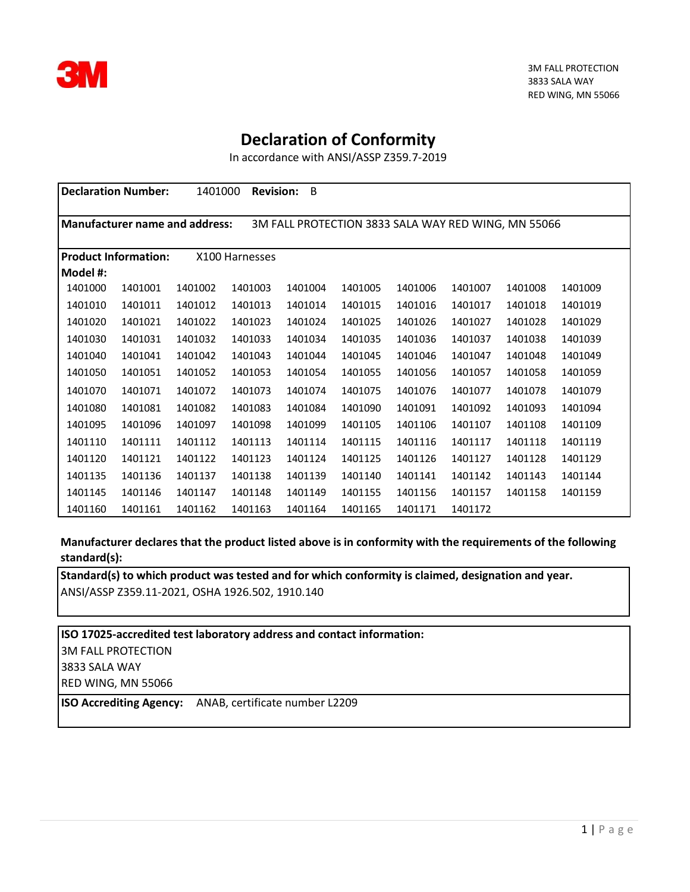3M FALL PROTECTION
3833 SALA WAY
RED WING, MN 55066

# Declaration of Conformity

In accordance with ANSI/ASSP Z359.7-2019

**Declaration Number:** 1401000 **Revision:** B

**Manufacturer name and address:** 3M FALL PROTECTION 3833 SALA WAY RED WING, MN 55066

**Product Information:** X100 Harnesses

**Model #:**

| | | | | | | | | | |
|---|---|---|---|---|---|---|---|---|---|
| 1401000 | 1401001 | 1401002 | 1401003 | 1401004 | 1401005 | 1401006 | 1401007 | 1401008 | 1401009 |
| 1401010 | 1401011 | 1401012 | 1401013 | 1401014 | 1401015 | 1401016 | 1401017 | 1401018 | 1401019 |
| 1401020 | 1401021 | 1401022 | 1401023 | 1401024 | 1401025 | 1401026 | 1401027 | 1401028 | 1401029 |
| 1401030 | 1401031 | 1401032 | 1401033 | 1401034 | 1401035 | 1401036 | 1401037 | 1401038 | 1401039 |
| 1401040 | 1401041 | 1401042 | 1401043 | 1401044 | 1401045 | 1401046 | 1401047 | 1401048 | 1401049 |
| 1401050 | 1401051 | 1401052 | 1401053 | 1401054 | 1401055 | 1401056 | 1401057 | 1401058 | 1401059 |
| 1401070 | 1401071 | 1401072 | 1401073 | 1401074 | 1401075 | 1401076 | 1401077 | 1401078 | 1401079 |
| 1401080 | 1401081 | 1401082 | 1401083 | 1401084 | 1401090 | 1401091 | 1401092 | 1401093 | 1401094 |
| 1401095 | 1401096 | 1401097 | 1401098 | 1401099 | 1401105 | 1401106 | 1401107 | 1401108 | 1401109 |
| 1401110 | 1401111 | 1401112 | 1401113 | 1401114 | 1401115 | 1401116 | 1401117 | 1401118 | 1401119 |
| 1401120 | 1401121 | 1401122 | 1401123 | 1401124 | 1401125 | 1401126 | 1401127 | 1401128 | 1401129 |
| 1401135 | 1401136 | 1401137 | 1401138 | 1401139 | 1401140 | 1401141 | 1401142 | 1401143 | 1401144 |
| 1401145 | 1401146 | 1401147 | 1401148 | 1401149 | 1401155 | 1401156 | 1401157 | 1401158 | 1401159 |
| 1401160 | 1401161 | 1401162 | 1401163 | 1401164 | 1401165 | 1401171 | 1401172 | | |

**Manufacturer declares that the product listed above is in conformity with the requirements of the following standard(s):**

**Standard(s) to which product was tested and for which conformity is claimed, designation and year.**
ANSI/ASSP Z359.11-2021, OSHA 1926.502, 1910.140

**ISO 17025-accredited test laboratory address and contact information:**
3M FALL PROTECTION
3833 SALA WAY
RED WING, MN 55066

**ISO Accrediting Agency:** ANAB, certificate number L2209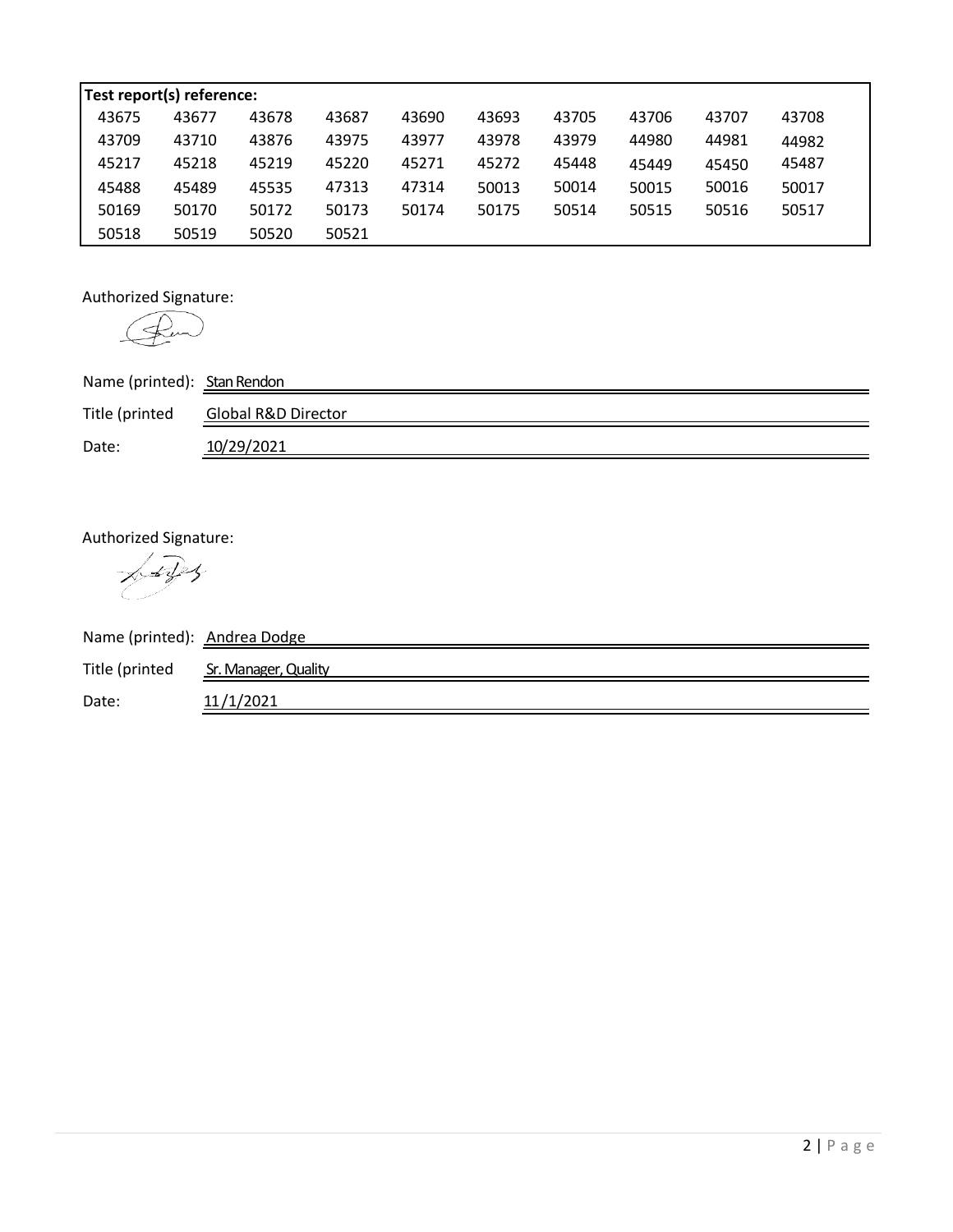**Test report(s) reference:**

| | | | | | | | | | |
|---|---|---|---|---|---|---|---|---|---|
| 43675 | 43677 | 43678 | 43687 | 43690 | 43693 | 43705 | 43706 | 43707 | 43708 |
| 43709 | 43710 | 43876 | 43975 | 43977 | 43978 | 43979 | 44980 | 44981 | 44982 |
| 45217 | 45218 | 45219 | 45220 | 45271 | 45272 | 45448 | 45449 | 45450 | 45487 |
| 45488 | 45489 | 45535 | 47313 | 47314 | 50013 | 50014 | 50015 | 50016 | 50017 |
| 50169 | 50170 | 50172 | 50173 | 50174 | 50175 | 50514 | 50515 | 50516 | 50517 |
| 50518 | 50519 | 50520 | 50521 | | | | | | |

Authorized Signature:

Name (printed): Stan Rendon

Title (printed Global R&D Director

Date: 10/29/2021

Authorized Signature:

Name (printed): Andrea Dodge

Title (printed Sr. Manager, Quality

Date: 11/1/2021